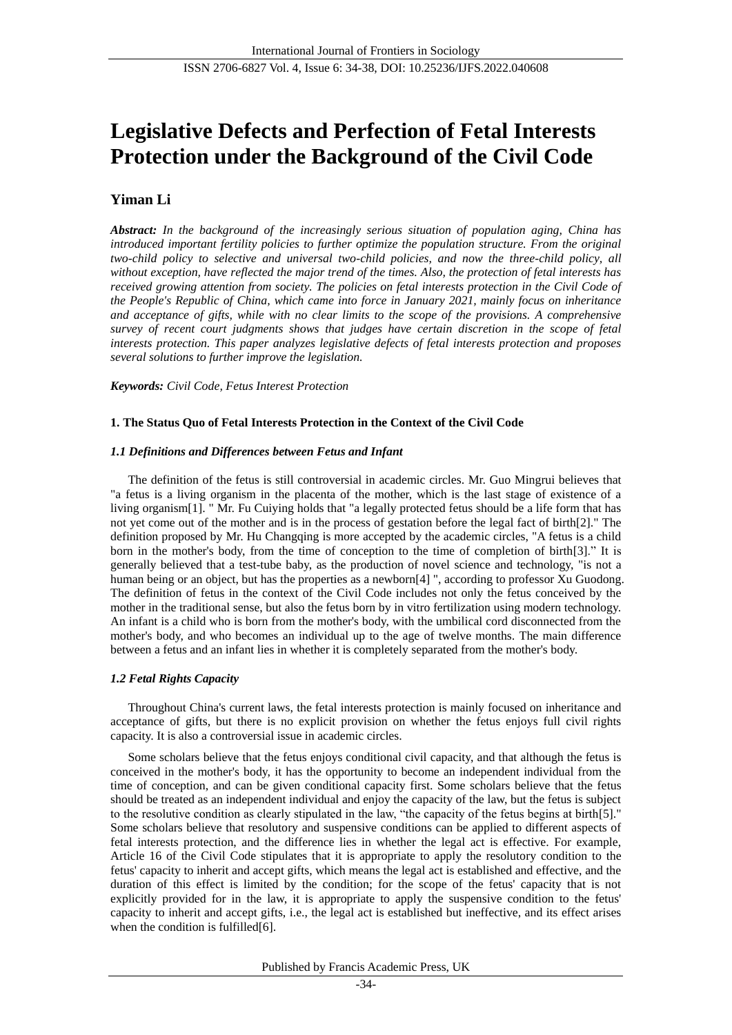# Legislative Defects and Perfection of Fetal Interests Protection under the Background of the Civil Code

## Yiman Li

***Abstract:** In the background of the increasingly serious situation of population aging, China has introduced important fertility policies to further optimize the population structure. From the original two-child policy to selective and universal two-child policies, and now the three-child policy, all without exception, have reflected the major trend of the times. Also, the protection of fetal interests has received growing attention from society. The policies on fetal interests protection in the Civil Code of the People's Republic of China, which came into force in January 2021, mainly focus on inheritance and acceptance of gifts, while with no clear limits to the scope of the provisions. A comprehensive survey of recent court judgments shows that judges have certain discretion in the scope of fetal interests protection. This paper analyzes legislative defects of fetal interests protection and proposes several solutions to further improve the legislation.*

***Keywords:** Civil Code, Fetus Interest Protection*

### 1. The Status Quo of Fetal Interests Protection in the Context of the Civil Code

#### *1.1 Definitions and Differences between Fetus and Infant*

The definition of the fetus is still controversial in academic circles. Mr. Guo Mingrui believes that "a fetus is a living organism in the placenta of the mother, which is the last stage of existence of a living organism[1]. " Mr. Fu Cuiying holds that "a legally protected fetus should be a life form that has not yet come out of the mother and is in the process of gestation before the legal fact of birth[2]." The definition proposed by Mr. Hu Changqing is more accepted by the academic circles, "A fetus is a child born in the mother's body, from the time of conception to the time of completion of birth[3]." It is generally believed that a test-tube baby, as the production of novel science and technology, "is not a human being or an object, but has the properties as a newborn[4] ", according to professor Xu Guodong. The definition of fetus in the context of the Civil Code includes not only the fetus conceived by the mother in the traditional sense, but also the fetus born by in vitro fertilization using modern technology. An infant is a child who is born from the mother's body, with the umbilical cord disconnected from the mother's body, and who becomes an individual up to the age of twelve months. The main difference between a fetus and an infant lies in whether it is completely separated from the mother's body.

#### *1.2 Fetal Rights Capacity*

Throughout China's current laws, the fetal interests protection is mainly focused on inheritance and acceptance of gifts, but there is no explicit provision on whether the fetus enjoys full civil rights capacity. It is also a controversial issue in academic circles.

Some scholars believe that the fetus enjoys conditional civil capacity, and that although the fetus is conceived in the mother's body, it has the opportunity to become an independent individual from the time of conception, and can be given conditional capacity first. Some scholars believe that the fetus should be treated as an independent individual and enjoy the capacity of the law, but the fetus is subject to the resolutive condition as clearly stipulated in the law, "the capacity of the fetus begins at birth[5]." Some scholars believe that resolutory and suspensive conditions can be applied to different aspects of fetal interests protection, and the difference lies in whether the legal act is effective. For example, Article 16 of the Civil Code stipulates that it is appropriate to apply the resolutory condition to the fetus' capacity to inherit and accept gifts, which means the legal act is established and effective, and the duration of this effect is limited by the condition; for the scope of the fetus' capacity that is not explicitly provided for in the law, it is appropriate to apply the suspensive condition to the fetus' capacity to inherit and accept gifts, i.e., the legal act is established but ineffective, and its effect arises when the condition is fulfilled[6].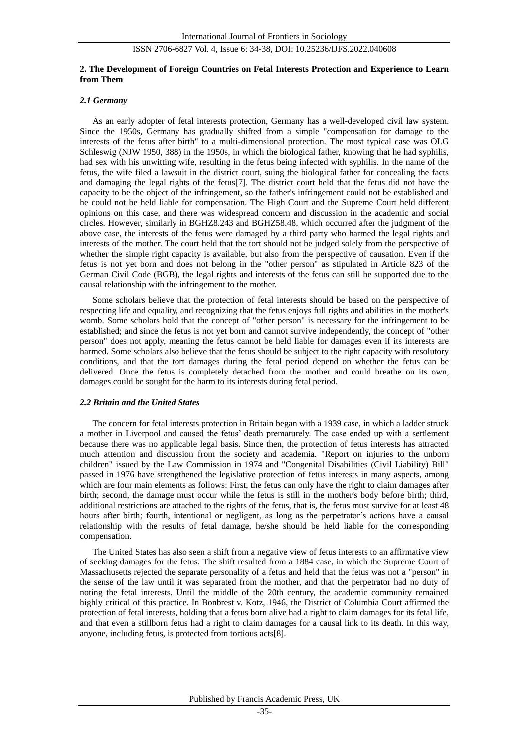## 2. The Development of Foreign Countries on Fetal Interests Protection and Experience to Learn from Them

### *2.1 Germany*

As an early adopter of fetal interests protection, Germany has a well-developed civil law system. Since the 1950s, Germany has gradually shifted from a simple "compensation for damage to the interests of the fetus after birth" to a multi-dimensional protection. The most typical case was OLG Schleswig (NJW 1950, 388) in the 1950s, in which the biological father, knowing that he had syphilis, had sex with his unwitting wife, resulting in the fetus being infected with syphilis. In the name of the fetus, the wife filed a lawsuit in the district court, suing the biological father for concealing the facts and damaging the legal rights of the fetus[7]. The district court held that the fetus did not have the capacity to be the object of the infringement, so the father's infringement could not be established and he could not be held liable for compensation. The High Court and the Supreme Court held different opinions on this case, and there was widespread concern and discussion in the academic and social circles. However, similarly in BGHZ8.243 and BGHZ58.48, which occurred after the judgment of the above case, the interests of the fetus were damaged by a third party who harmed the legal rights and interests of the mother. The court held that the tort should not be judged solely from the perspective of whether the simple right capacity is available, but also from the perspective of causation. Even if the fetus is not yet born and does not belong in the "other person" as stipulated in Article 823 of the German Civil Code (BGB), the legal rights and interests of the fetus can still be supported due to the causal relationship with the infringement to the mother.

Some scholars believe that the protection of fetal interests should be based on the perspective of respecting life and equality, and recognizing that the fetus enjoys full rights and abilities in the mother's womb. Some scholars hold that the concept of "other person" is necessary for the infringement to be established; and since the fetus is not yet born and cannot survive independently, the concept of "other person" does not apply, meaning the fetus cannot be held liable for damages even if its interests are harmed. Some scholars also believe that the fetus should be subject to the right capacity with resolutory conditions, and that the tort damages during the fetal period depend on whether the fetus can be delivered. Once the fetus is completely detached from the mother and could breathe on its own, damages could be sought for the harm to its interests during fetal period.

### *2.2 Britain and the United States*

The concern for fetal interests protection in Britain began with a 1939 case, in which a ladder struck a mother in Liverpool and caused the fetus' death prematurely. The case ended up with a settlement because there was no applicable legal basis. Since then, the protection of fetus interests has attracted much attention and discussion from the society and academia. "Report on injuries to the unborn children" issued by the Law Commission in 1974 and "Congenital Disabilities (Civil Liability) Bill" passed in 1976 have strengthened the legislative protection of fetus interests in many aspects, among which are four main elements as follows: First, the fetus can only have the right to claim damages after birth; second, the damage must occur while the fetus is still in the mother's body before birth; third, additional restrictions are attached to the rights of the fetus, that is, the fetus must survive for at least 48 hours after birth; fourth, intentional or negligent, as long as the perpetrator's actions have a causal relationship with the results of fetal damage, he/she should be held liable for the corresponding compensation.

The United States has also seen a shift from a negative view of fetus interests to an affirmative view of seeking damages for the fetus. The shift resulted from a 1884 case, in which the Supreme Court of Massachusetts rejected the separate personality of a fetus and held that the fetus was not a "person" in the sense of the law until it was separated from the mother, and that the perpetrator had no duty of noting the fetal interests. Until the middle of the 20th century, the academic community remained highly critical of this practice. In Bonbrest v. Kotz, 1946, the District of Columbia Court affirmed the protection of fetal interests, holding that a fetus born alive had a right to claim damages for its fetal life, and that even a stillborn fetus had a right to claim damages for a causal link to its death. In this way, anyone, including fetus, is protected from tortious acts[8].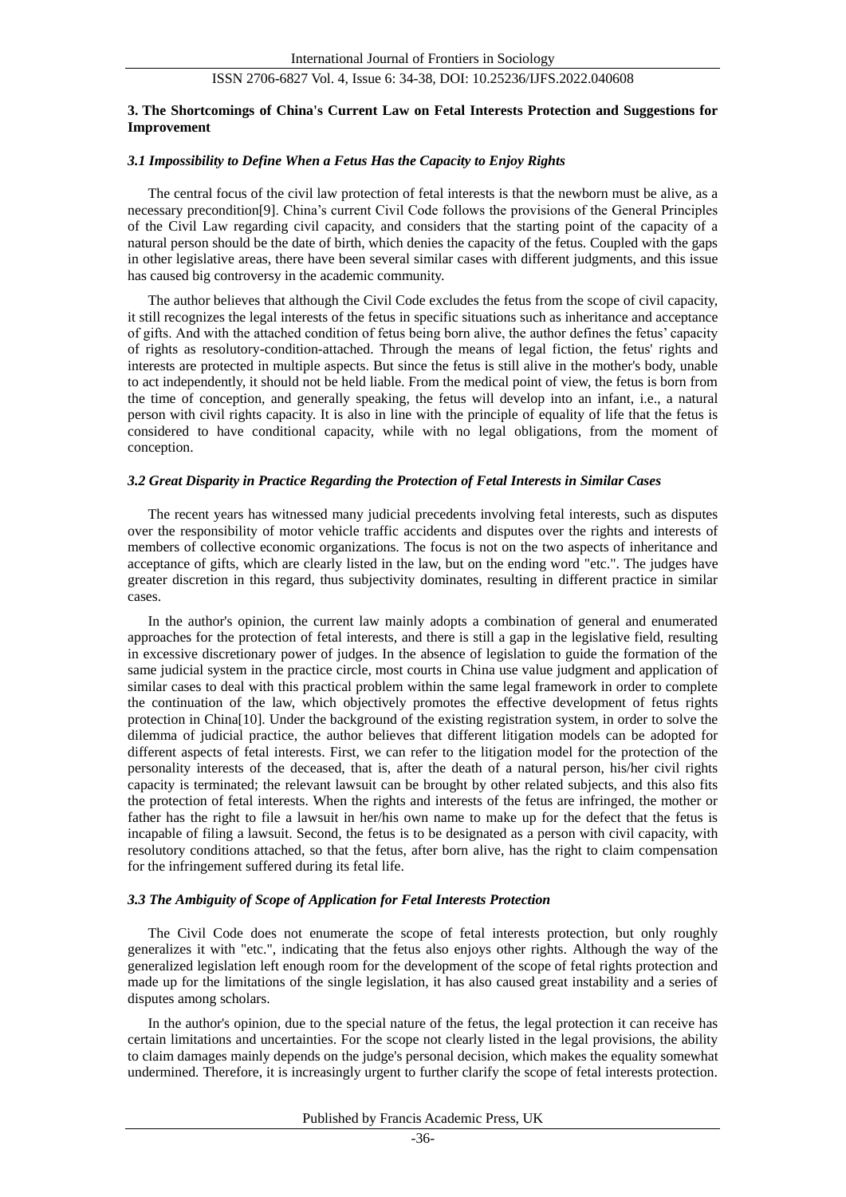### 3. The Shortcomings of China's Current Law on Fetal Interests Protection and Suggestions for Improvement

#### *3.1 Impossibility to Define When a Fetus Has the Capacity to Enjoy Rights*

The central focus of the civil law protection of fetal interests is that the newborn must be alive, as a necessary precondition[9]. China's current Civil Code follows the provisions of the General Principles of the Civil Law regarding civil capacity, and considers that the starting point of the capacity of a natural person should be the date of birth, which denies the capacity of the fetus. Coupled with the gaps in other legislative areas, there have been several similar cases with different judgments, and this issue has caused big controversy in the academic community.

The author believes that although the Civil Code excludes the fetus from the scope of civil capacity, it still recognizes the legal interests of the fetus in specific situations such as inheritance and acceptance of gifts. And with the attached condition of fetus being born alive, the author defines the fetus' capacity of rights as resolutory-condition-attached. Through the means of legal fiction, the fetus' rights and interests are protected in multiple aspects. But since the fetus is still alive in the mother's body, unable to act independently, it should not be held liable. From the medical point of view, the fetus is born from the time of conception, and generally speaking, the fetus will develop into an infant, i.e., a natural person with civil rights capacity. It is also in line with the principle of equality of life that the fetus is considered to have conditional capacity, while with no legal obligations, from the moment of conception.

#### *3.2 Great Disparity in Practice Regarding the Protection of Fetal Interests in Similar Cases*

The recent years has witnessed many judicial precedents involving fetal interests, such as disputes over the responsibility of motor vehicle traffic accidents and disputes over the rights and interests of members of collective economic organizations. The focus is not on the two aspects of inheritance and acceptance of gifts, which are clearly listed in the law, but on the ending word "etc.". The judges have greater discretion in this regard, thus subjectivity dominates, resulting in different practice in similar cases.

In the author's opinion, the current law mainly adopts a combination of general and enumerated approaches for the protection of fetal interests, and there is still a gap in the legislative field, resulting in excessive discretionary power of judges. In the absence of legislation to guide the formation of the same judicial system in the practice circle, most courts in China use value judgment and application of similar cases to deal with this practical problem within the same legal framework in order to complete the continuation of the law, which objectively promotes the effective development of fetus rights protection in China[10]. Under the background of the existing registration system, in order to solve the dilemma of judicial practice, the author believes that different litigation models can be adopted for different aspects of fetal interests. First, we can refer to the litigation model for the protection of the personality interests of the deceased, that is, after the death of a natural person, his/her civil rights capacity is terminated; the relevant lawsuit can be brought by other related subjects, and this also fits the protection of fetal interests. When the rights and interests of the fetus are infringed, the mother or father has the right to file a lawsuit in her/his own name to make up for the defect that the fetus is incapable of filing a lawsuit. Second, the fetus is to be designated as a person with civil capacity, with resolutory conditions attached, so that the fetus, after born alive, has the right to claim compensation for the infringement suffered during its fetal life.

#### *3.3 The Ambiguity of Scope of Application for Fetal Interests Protection*

The Civil Code does not enumerate the scope of fetal interests protection, but only roughly generalizes it with "etc.", indicating that the fetus also enjoys other rights. Although the way of the generalized legislation left enough room for the development of the scope of fetal rights protection and made up for the limitations of the single legislation, it has also caused great instability and a series of disputes among scholars.

In the author's opinion, due to the special nature of the fetus, the legal protection it can receive has certain limitations and uncertainties. For the scope not clearly listed in the legal provisions, the ability to claim damages mainly depends on the judge's personal decision, which makes the equality somewhat undermined. Therefore, it is increasingly urgent to further clarify the scope of fetal interests protection.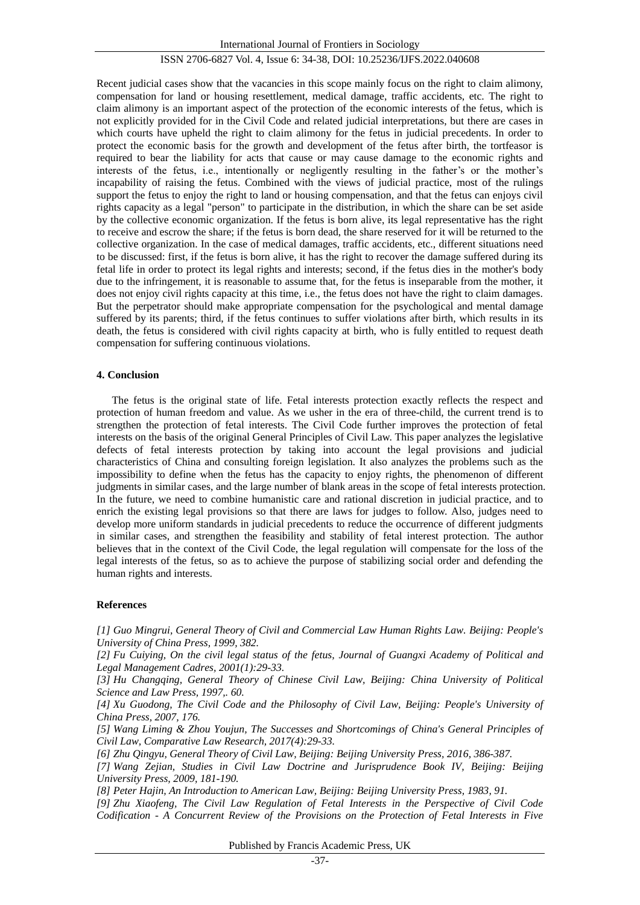Recent judicial cases show that the vacancies in this scope mainly focus on the right to claim alimony, compensation for land or housing resettlement, medical damage, traffic accidents, etc. The right to claim alimony is an important aspect of the protection of the economic interests of the fetus, which is not explicitly provided for in the Civil Code and related judicial interpretations, but there are cases in which courts have upheld the right to claim alimony for the fetus in judicial precedents. In order to protect the economic basis for the growth and development of the fetus after birth, the tortfeasor is required to bear the liability for acts that cause or may cause damage to the economic rights and interests of the fetus, i.e., intentionally or negligently resulting in the father's or the mother's incapability of raising the fetus. Combined with the views of judicial practice, most of the rulings support the fetus to enjoy the right to land or housing compensation, and that the fetus can enjoys civil rights capacity as a legal "person" to participate in the distribution, in which the share can be set aside by the collective economic organization. If the fetus is born alive, its legal representative has the right to receive and escrow the share; if the fetus is born dead, the share reserved for it will be returned to the collective organization. In the case of medical damages, traffic accidents, etc., different situations need to be discussed: first, if the fetus is born alive, it has the right to recover the damage suffered during its fetal life in order to protect its legal rights and interests; second, if the fetus dies in the mother's body due to the infringement, it is reasonable to assume that, for the fetus is inseparable from the mother, it does not enjoy civil rights capacity at this time, i.e., the fetus does not have the right to claim damages. But the perpetrator should make appropriate compensation for the psychological and mental damage suffered by its parents; third, if the fetus continues to suffer violations after birth, which results in its death, the fetus is considered with civil rights capacity at birth, who is fully entitled to request death compensation for suffering continuous violations.

## 4. Conclusion

The fetus is the original state of life. Fetal interests protection exactly reflects the respect and protection of human freedom and value. As we usher in the era of three-child, the current trend is to strengthen the protection of fetal interests. The Civil Code further improves the protection of fetal interests on the basis of the original General Principles of Civil Law. This paper analyzes the legislative defects of fetal interests protection by taking into account the legal provisions and judicial characteristics of China and consulting foreign legislation. It also analyzes the problems such as the impossibility to define when the fetus has the capacity to enjoy rights, the phenomenon of different judgments in similar cases, and the large number of blank areas in the scope of fetal interests protection. In the future, we need to combine humanistic care and rational discretion in judicial practice, and to enrich the existing legal provisions so that there are laws for judges to follow. Also, judges need to develop more uniform standards in judicial precedents to reduce the occurrence of different judgments in similar cases, and strengthen the feasibility and stability of fetal interest protection. The author believes that in the context of the Civil Code, the legal regulation will compensate for the loss of the legal interests of the fetus, so as to achieve the purpose of stabilizing social order and defending the human rights and interests.

## References

*[1] Guo Mingrui, General Theory of Civil and Commercial Law Human Rights Law. Beijing: People's University of China Press, 1999, 382.*

*[2] Fu Cuiying, On the civil legal status of the fetus, Journal of Guangxi Academy of Political and Legal Management Cadres, 2001(1):29-33.*

*[3] Hu Changqing, General Theory of Chinese Civil Law, Beijing: China University of Political Science and Law Press, 1997,. 60.*

*[4] Xu Guodong, The Civil Code and the Philosophy of Civil Law, Beijing: People's University of China Press, 2007, 176.*

*[5] Wang Liming & Zhou Youjun, The Successes and Shortcomings of China's General Principles of Civil Law, Comparative Law Research, 2017(4):29-33.*

*[6] Zhu Qingyu, General Theory of Civil Law, Beijing: Beijing University Press, 2016, 386-387.*

*[7] Wang Zejian, Studies in Civil Law Doctrine and Jurisprudence Book IV, Beijing: Beijing University Press, 2009, 181-190.*

*[8] Peter Hajin, An Introduction to American Law, Beijing: Beijing University Press, 1983, 91.*

*[9] Zhu Xiaofeng, The Civil Law Regulation of Fetal Interests in the Perspective of Civil Code Codification - A Concurrent Review of the Provisions on the Protection of Fetal Interests in Five*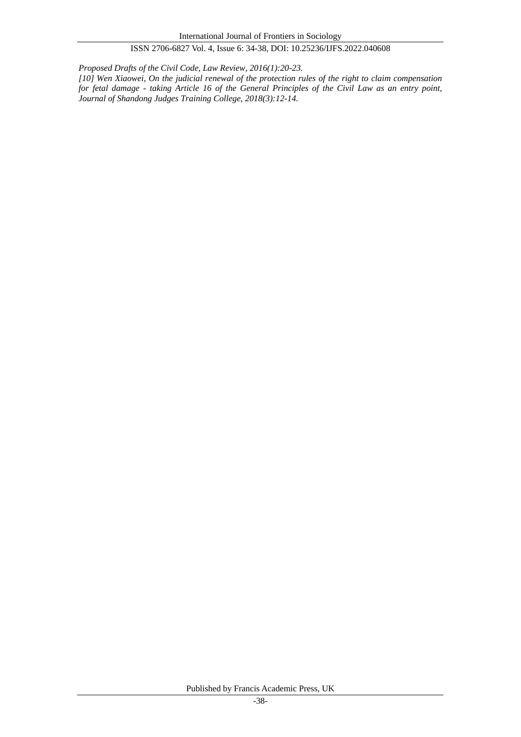*Proposed Drafts of the Civil Code, Law Review, 2016(1):20-23.*

*[10] Wen Xiaowei, On the judicial renewal of the protection rules of the right to claim compensation for fetal damage - taking Article 16 of the General Principles of the Civil Law as an entry point, Journal of Shandong Judges Training College, 2018(3):12-14.*